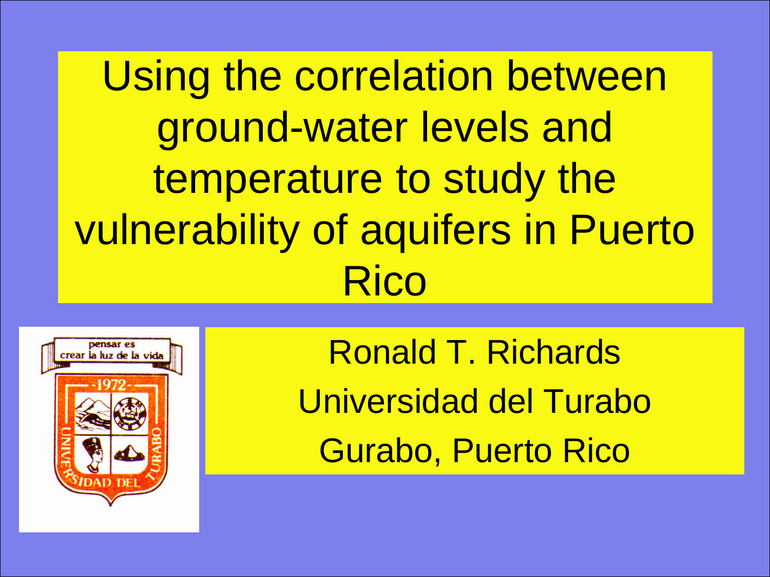# Using the correlation between ground-water levels and temperature to study the vulnerability of aquifers in Puerto Rico

Ronald T. Richards

Universidad del Turabo

Gurabo, Puerto Rico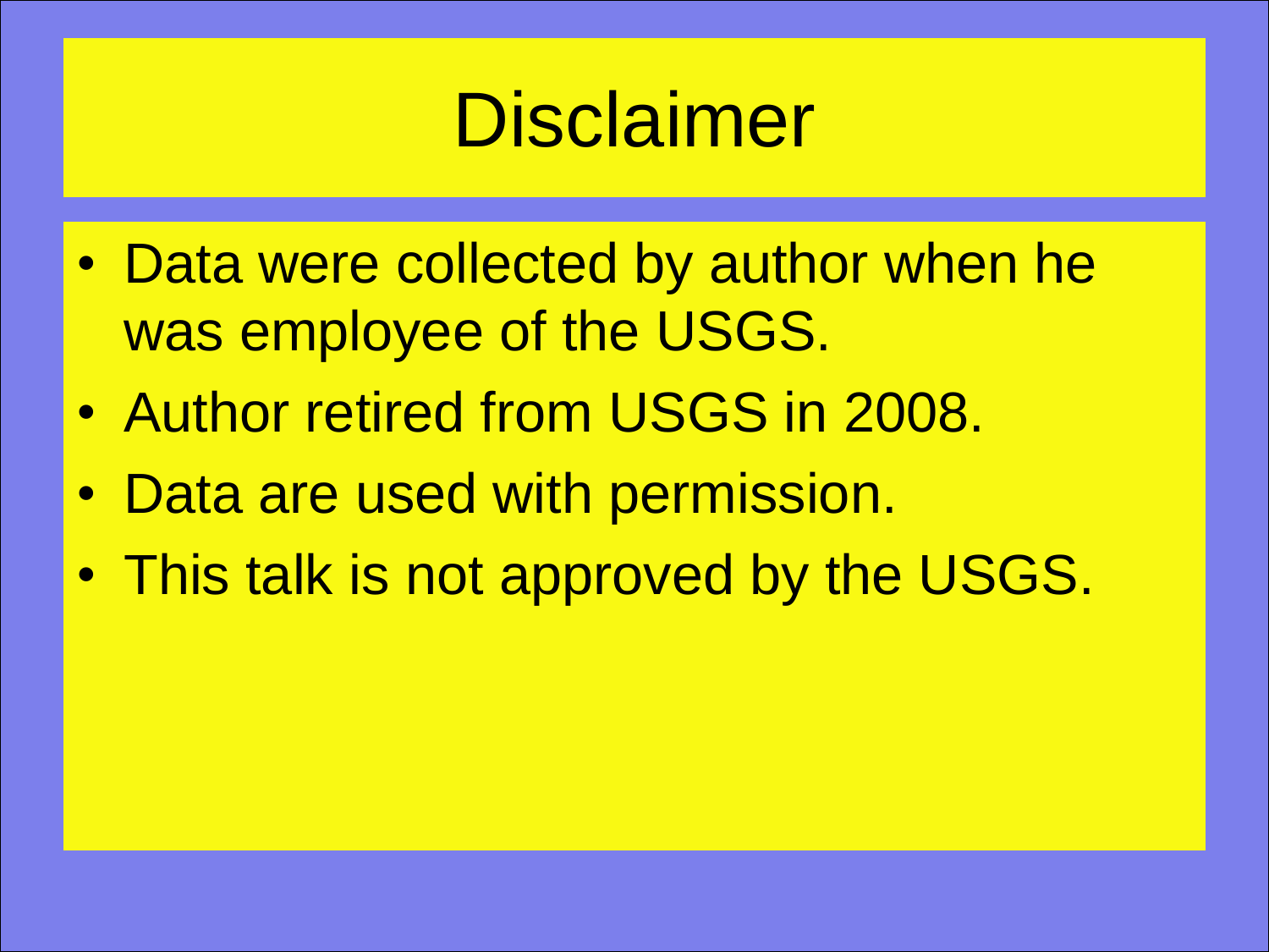# Disclaimer

- Data were collected by author when he was employee of the USGS.
- Author retired from USGS in 2008.
- Data are used with permission.
- This talk is not approved by the USGS.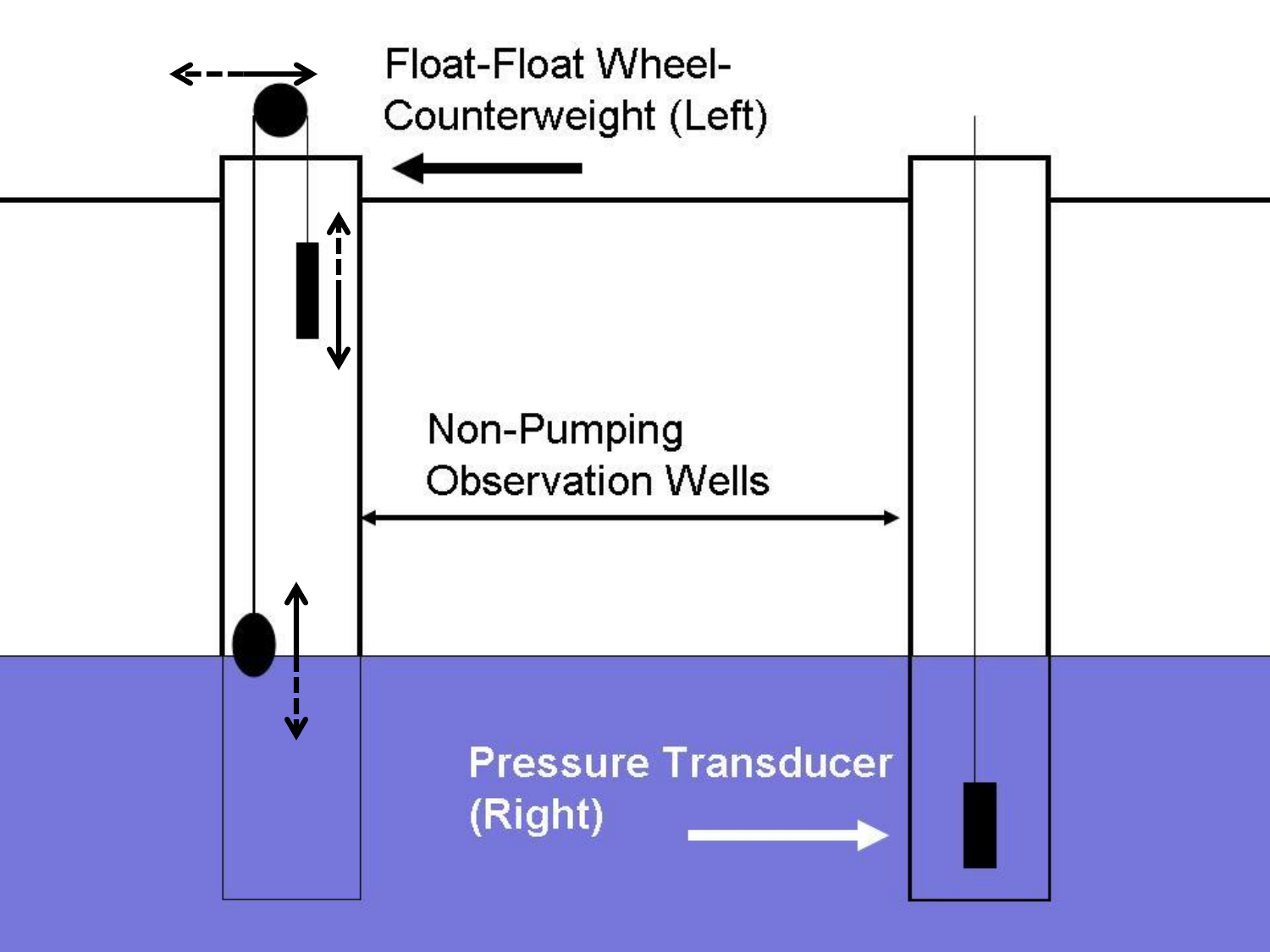Float-Float Wheel-Counterweight (Left)

Non-Pumping Observation Wells

Pressure Transducer (Right)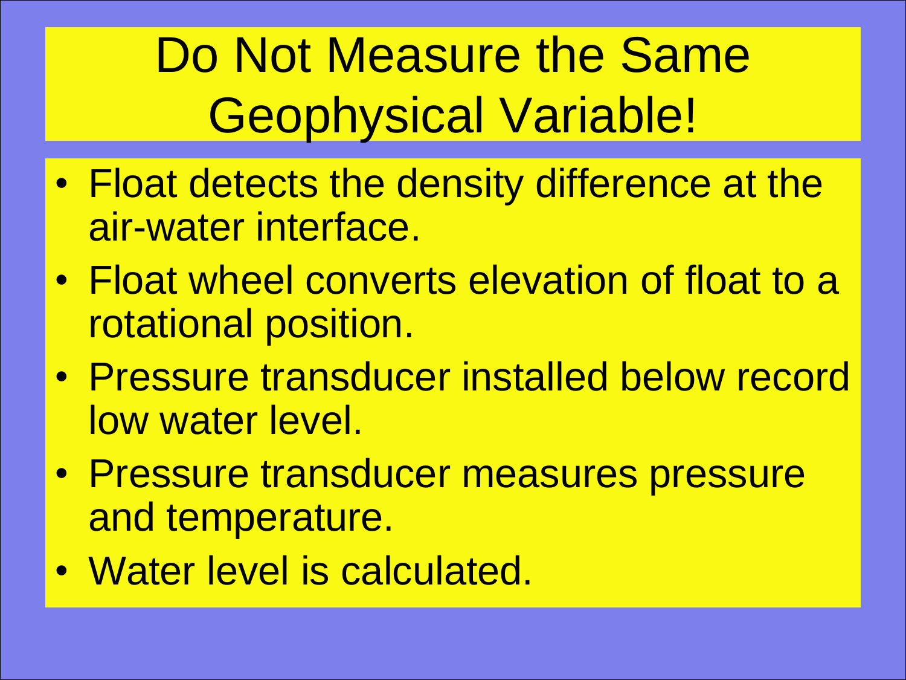# Do Not Measure the Same Geophysical Variable!

- Float detects the density difference at the air-water interface.
- Float wheel converts elevation of float to a rotational position.
- Pressure transducer installed below record low water level.
- Pressure transducer measures pressure and temperature.
- Water level is calculated.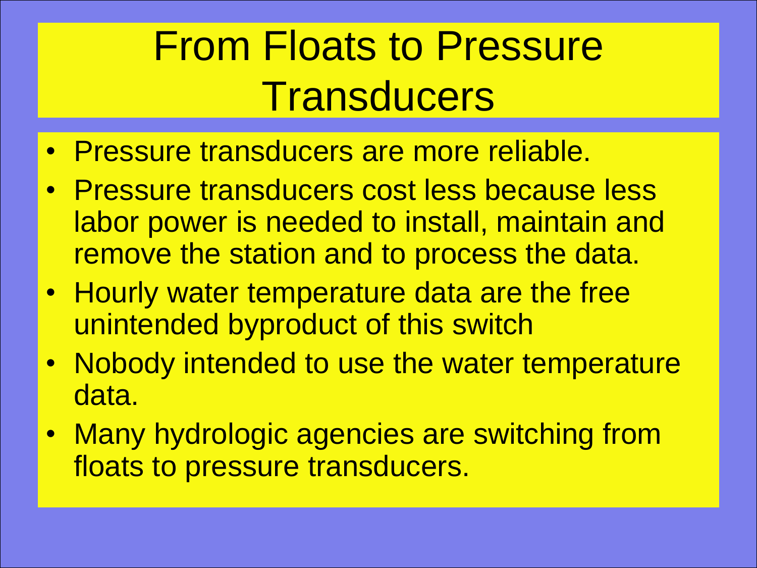# From Floats to Pressure Transducers

- Pressure transducers are more reliable.
- Pressure transducers cost less because less labor power is needed to install, maintain and remove the station and to process the data.
- Hourly water temperature data are the free unintended byproduct of this switch
- Nobody intended to use the water temperature data.
- Many hydrologic agencies are switching from floats to pressure transducers.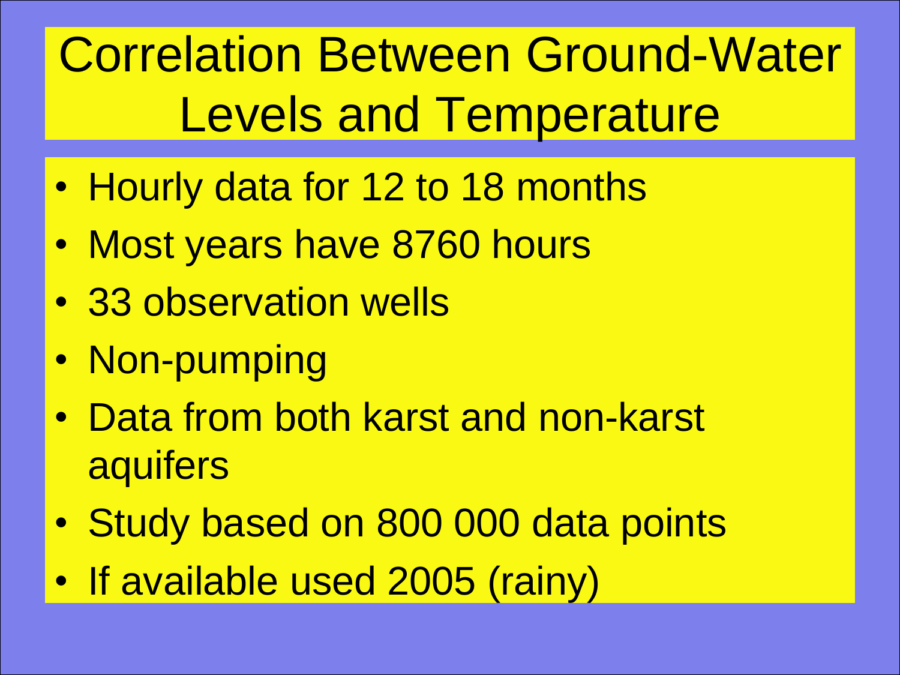# Correlation Between Ground-Water Levels and Temperature

- Hourly data for 12 to 18 months
- Most years have 8760 hours
- 33 observation wells
- Non-pumping
- Data from both karst and non-karst aquifers
- Study based on 800 000 data points
- If available used 2005 (rainy)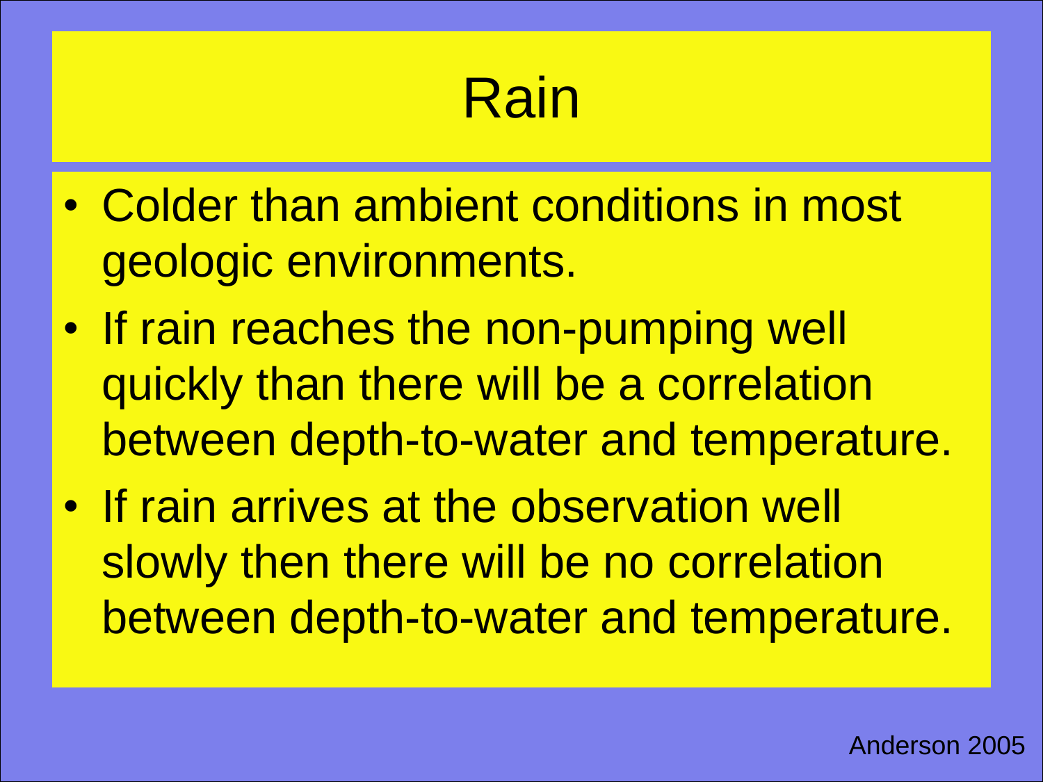# Rain

- Colder than ambient conditions in most geologic environments.
- If rain reaches the non-pumping well quickly than there will be a correlation between depth-to-water and temperature.
- If rain arrives at the observation well slowly then there will be no correlation between depth-to-water and temperature.

Anderson 2005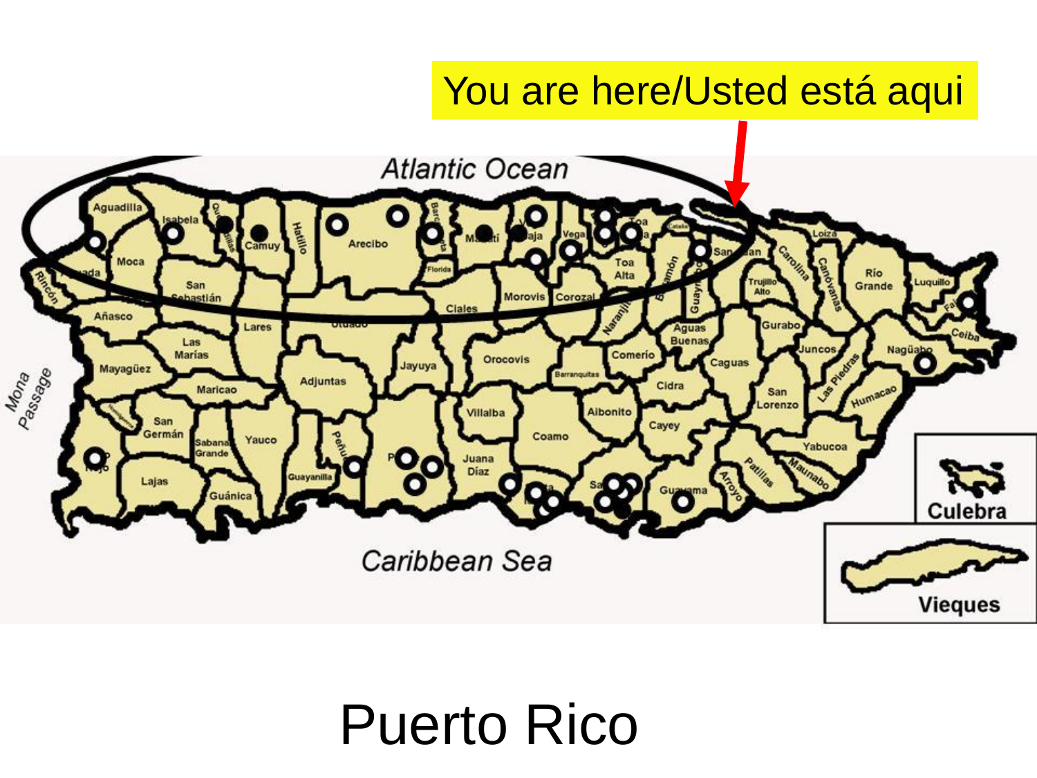You are here/Usted está aqui

# Puerto Rico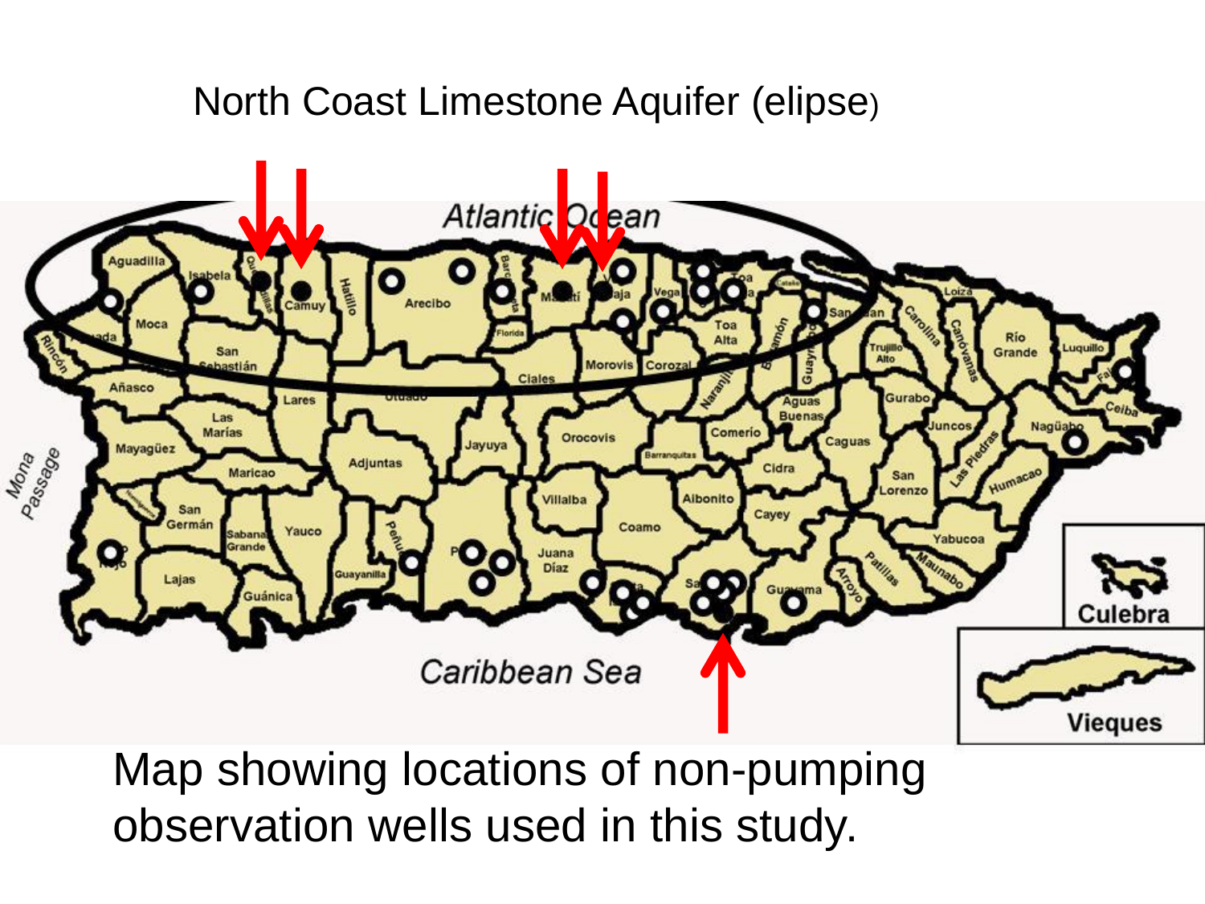North Coast Limestone Aquifer (elipse)

Map showing locations of non-pumping observation wells used in this study.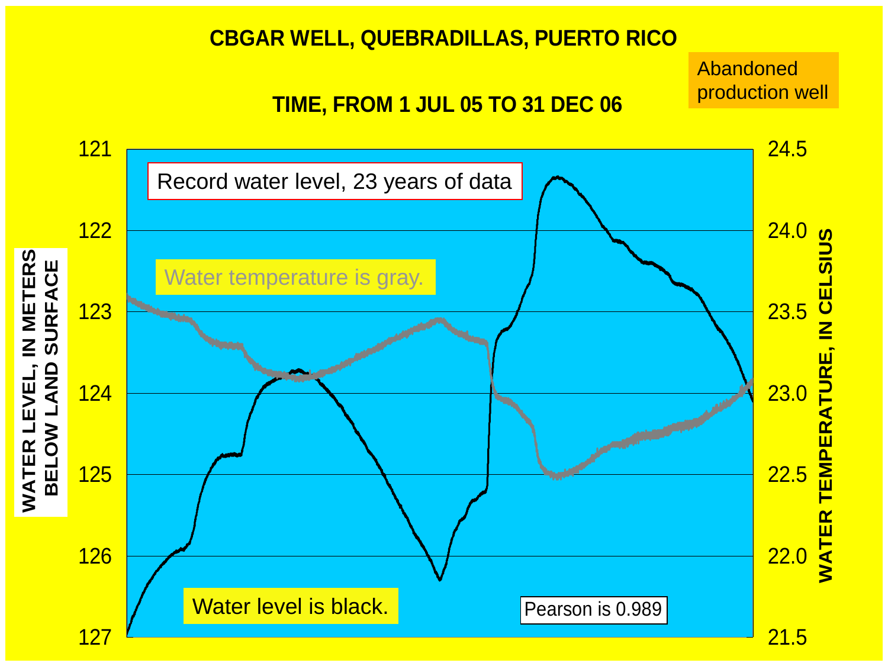# CBGAR WELL, QUEBRADILLAS, PUERTO RICO

## TIME, FROM 1 JUL 05 TO 31 DEC 06

Abandoned production well

Record water level, 23 years of data

Water temperature is gray.

Water level is black.

Pearson is 0.989

WATER LEVEL, IN METERS BELOW LAND SURFACE: 121, 122, 123, 124, 125, 126, 127

WATER TEMPERATURE, IN CELSIUS: 24.5, 24.0, 23.5, 23.0, 22.5, 22.0, 21.5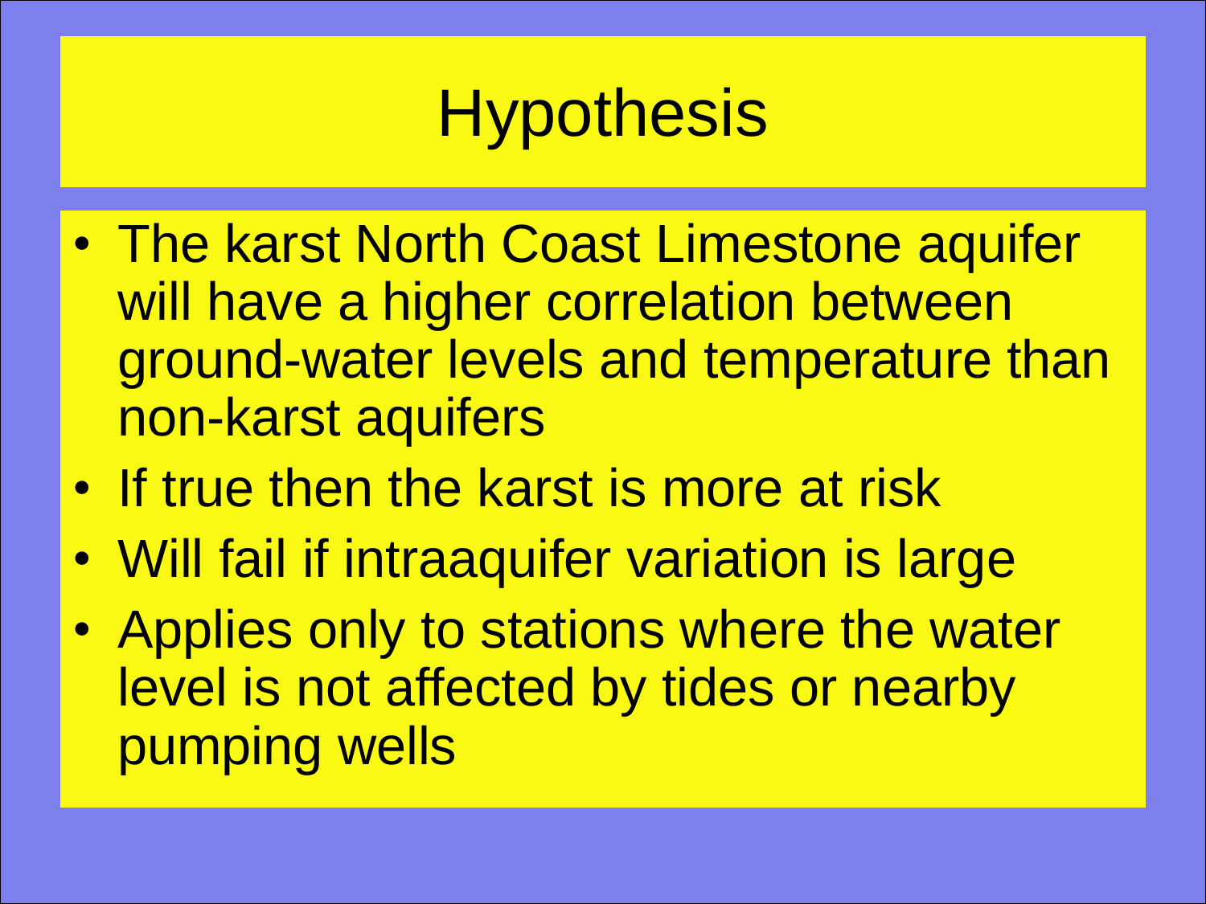# Hypothesis

- The karst North Coast Limestone aquifer will have a higher correlation between ground-water levels and temperature than non-karst aquifers
- If true then the karst is more at risk
- Will fail if intraaquifer variation is large
- Applies only to stations where the water level is not affected by tides or nearby pumping wells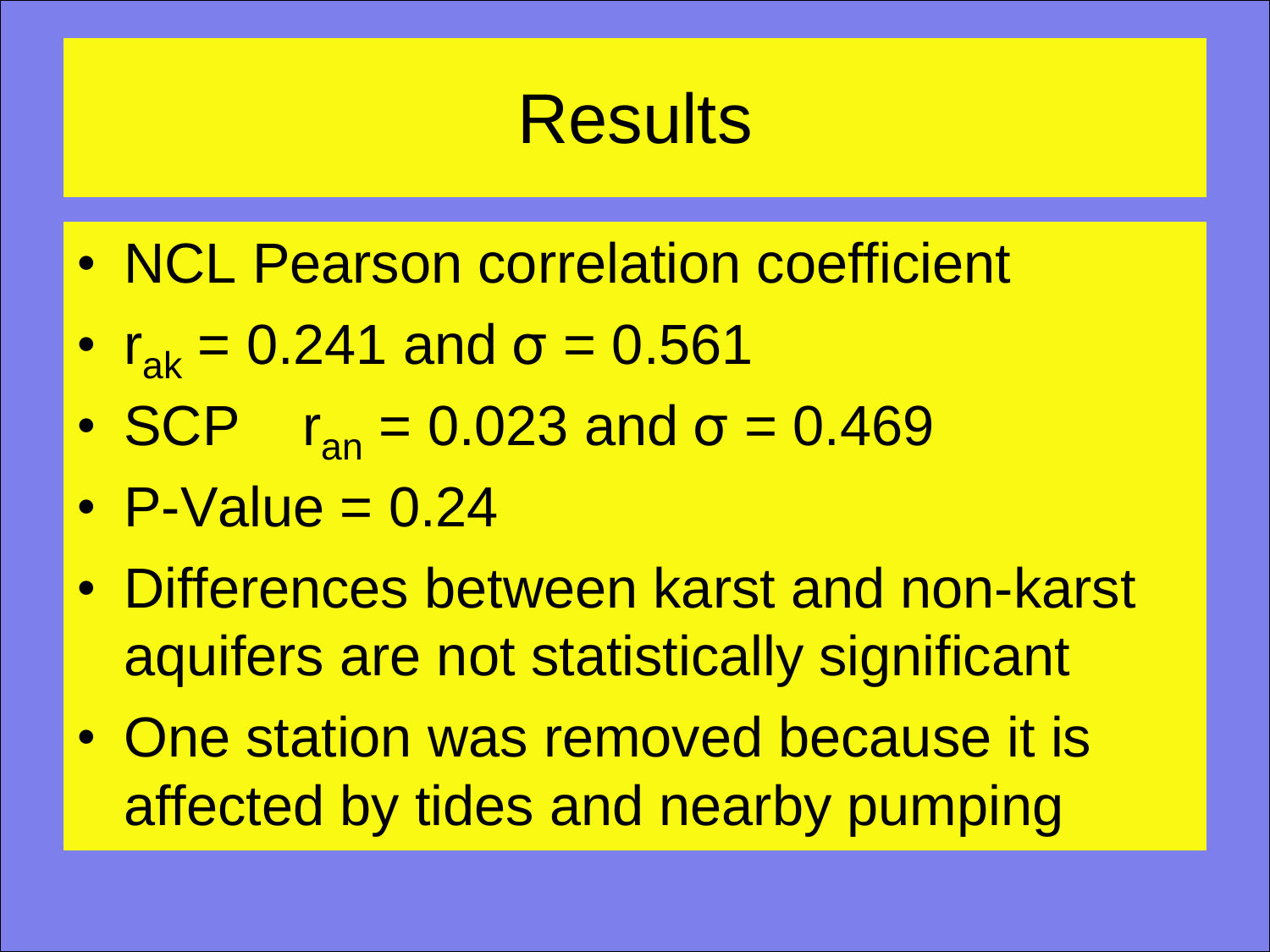# Results

- NCL Pearson correlation coefficient
- $r_{ak} = 0.241$ and $\sigma = 0.561$
- SCP $r_{an} = 0.023$ and $\sigma = 0.469$
- P-Value = 0.24
- Differences between karst and non-karst aquifers are not statistically significant
- One station was removed because it is affected by tides and nearby pumping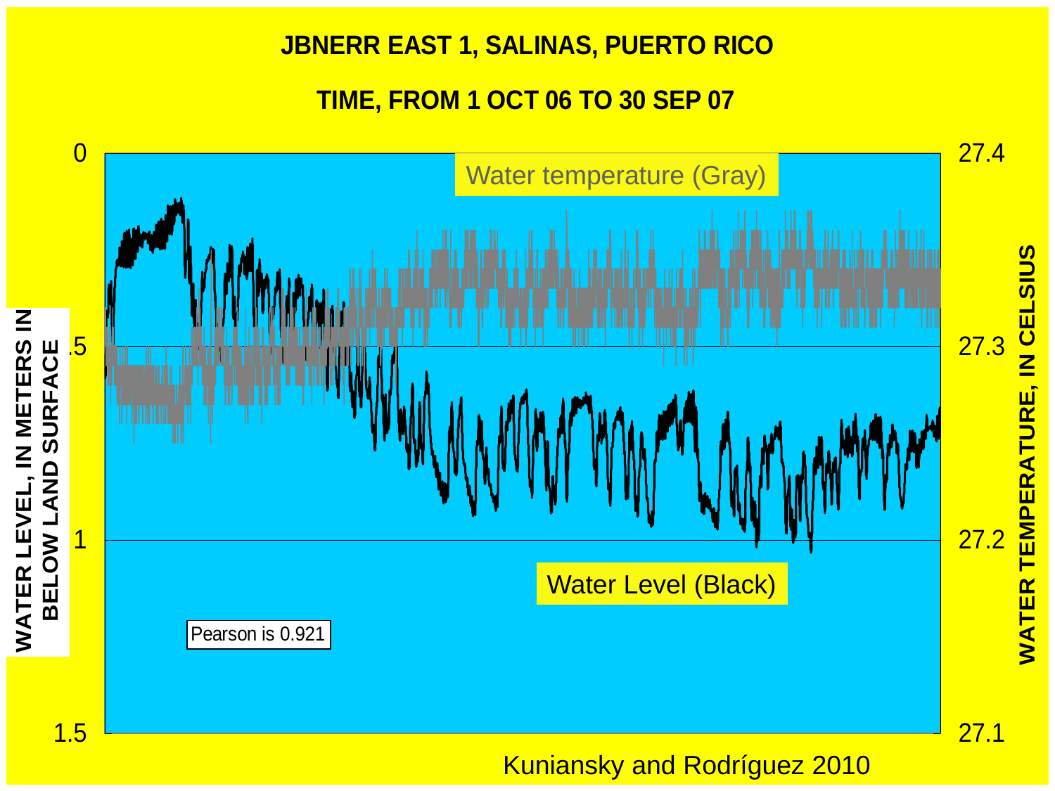# JBNERR EAST 1, SALINAS, PUERTO RICO

# TIME, FROM 1 OCT 06 TO 30 SEP 07

Water temperature (Gray)

Water Level (Black)

Pearson is 0.921

WATER LEVEL, IN METERS IN BELOW LAND SURFACE

WATER TEMPERATURE, IN CELSIUS

Kuniansky and Rodríguez 2010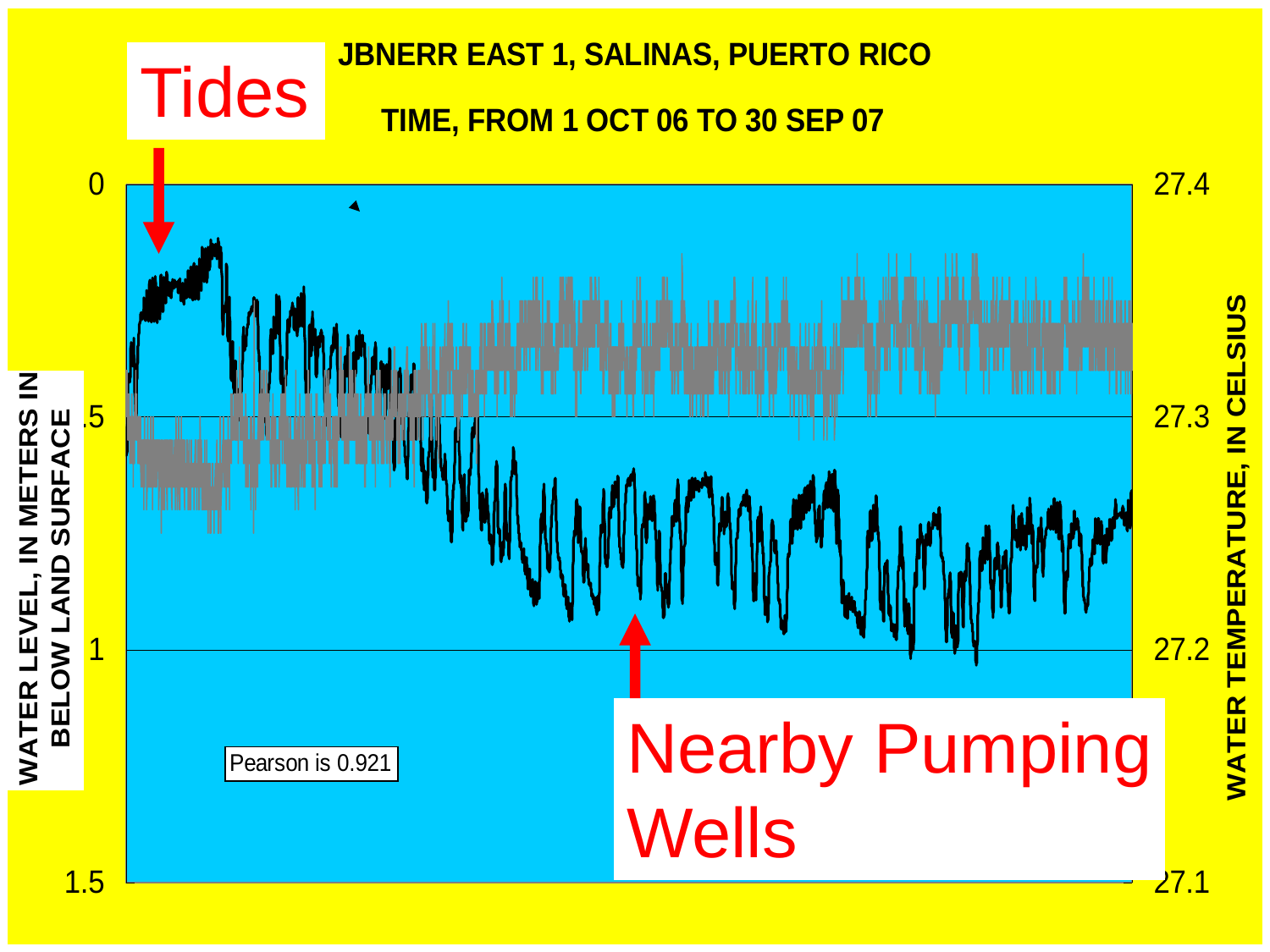# JBNERR EAST 1, SALINAS, PUERTO RICO

**TIME, FROM 1 OCT 06 TO 30 SEP 07**

Tides

Nearby Pumping Wells

Pearson is 0.921

WATER LEVEL, IN METERS IN BELOW LAND SURFACE

WATER TEMPERATURE, IN CELSIUS

0, .5, 1, 1.5

27.4, 27.3, 27.2, 27.1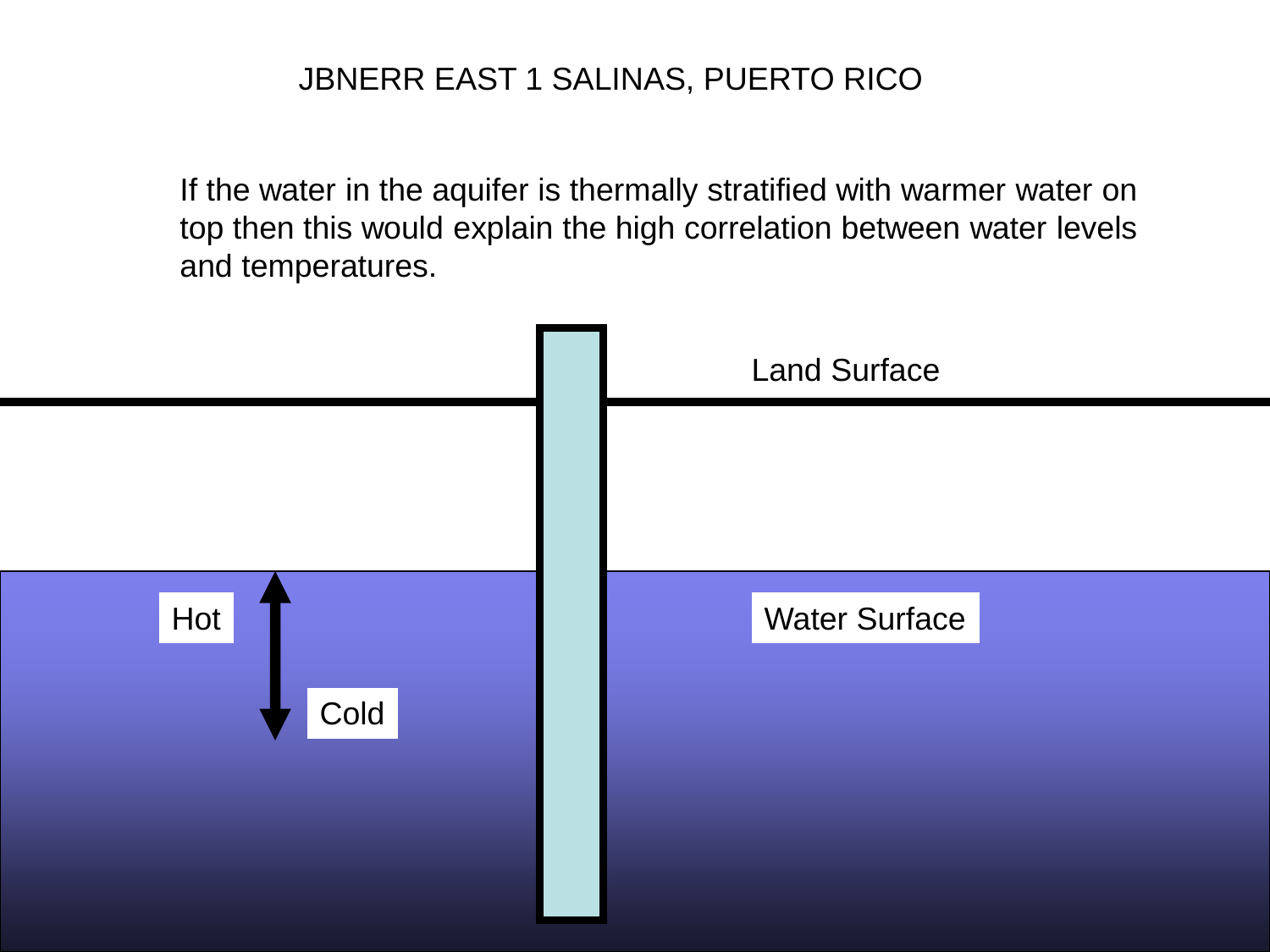# JBNERR EAST 1 SALINAS, PUERTO RICO

If the water in the aquifer is thermally stratified with warmer water on top then this would explain the high correlation between water levels and temperatures.

Land Surface

Hot

Cold

Water Surface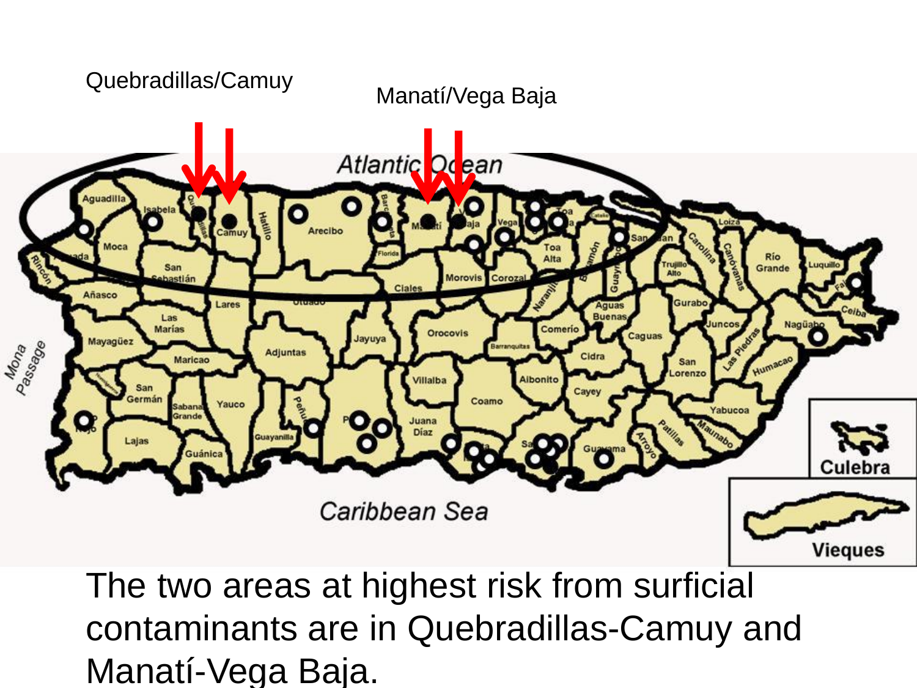Quebradillas/Camuy

Manatí/Vega Baja

The two areas at highest risk from surficial contaminants are in Quebradillas-Camuy and Manatí-Vega Baja.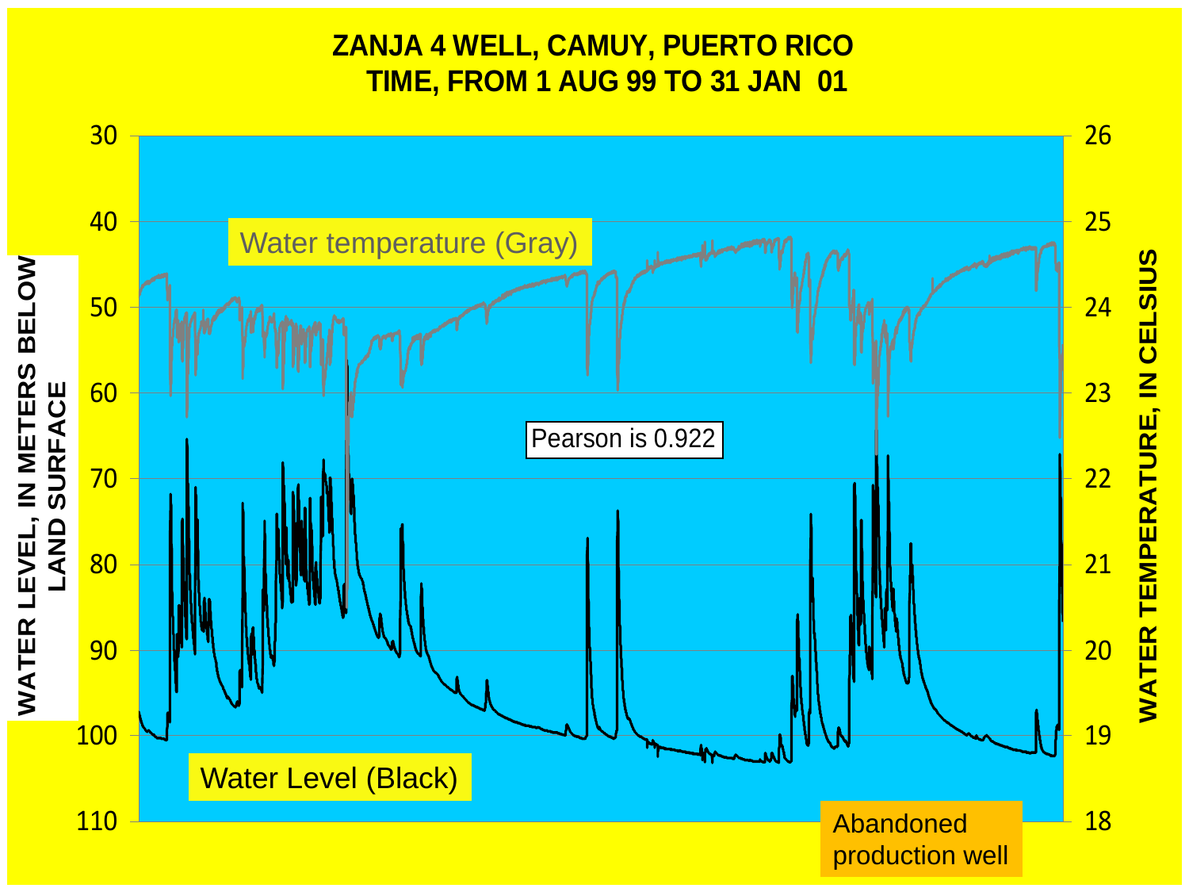# ZANJA 4 WELL, CAMUY, PUERTO RICO
## TIME, FROM 1 AUG 99 TO 31 JAN 01

Water temperature (Gray)

Pearson is 0.922

Water Level (Black)

Abandoned production well

WATER LEVEL, IN METERS BELOW LAND SURFACE

WATER TEMPERATURE, IN CELSIUS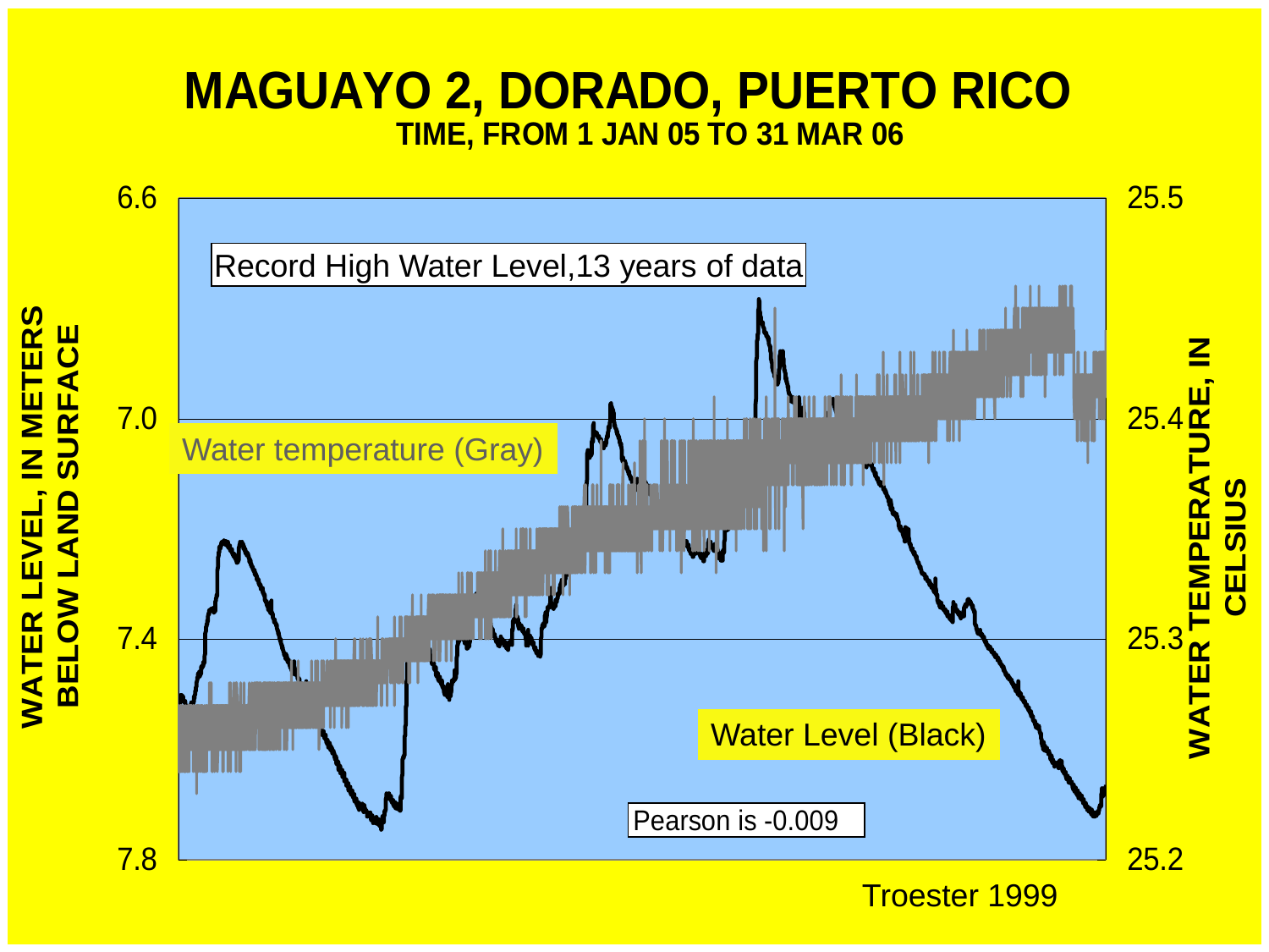# MAGUAYO 2, DORADO, PUERTO RICO

**TIME, FROM 1 JAN 05 TO 31 MAR 06**

Record High Water Level,13 years of data

Water temperature (Gray)

Water Level (Black)

Pearson is -0.009

WATER LEVEL, IN METERS BELOW LAND SURFACE

WATER TEMPERATURE, IN CELSIUS

Troester 1999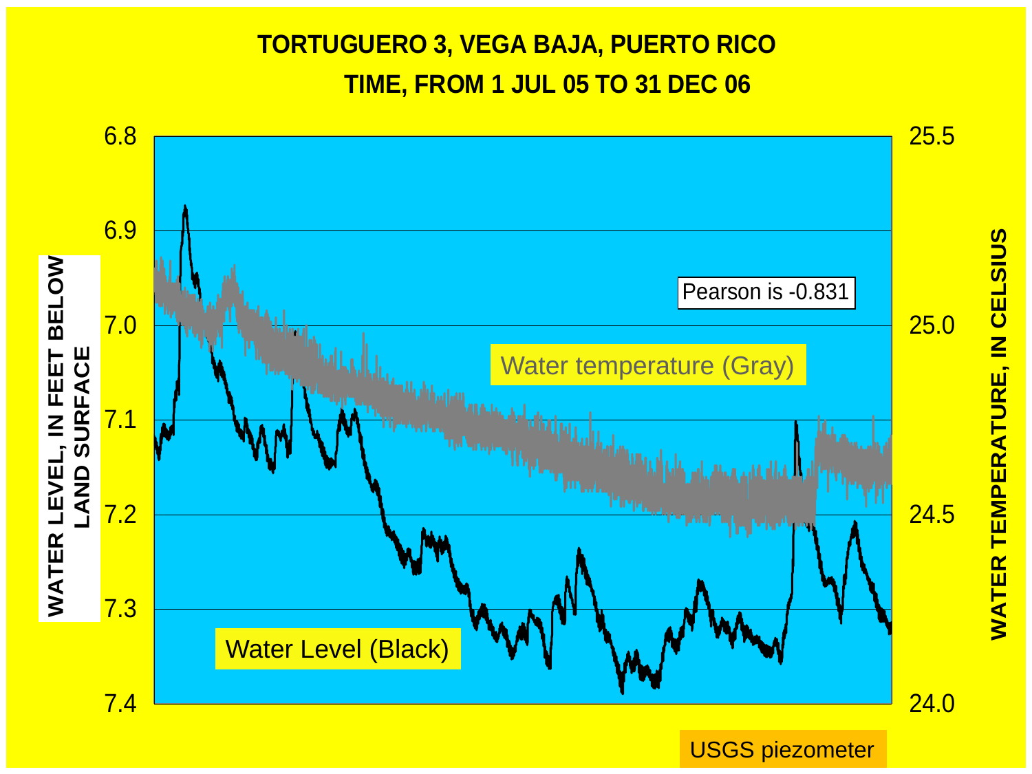# TORTUGUERO 3, VEGA BAJA, PUERTO RICO

## TIME, FROM 1 JUL 05 TO 31 DEC 06

WATER LEVEL, IN FEET BELOW LAND SURFACE

WATER TEMPERATURE, IN CELSIUS

Pearson is -0.831

Water temperature (Gray)

Water Level (Black)

USGS piezometer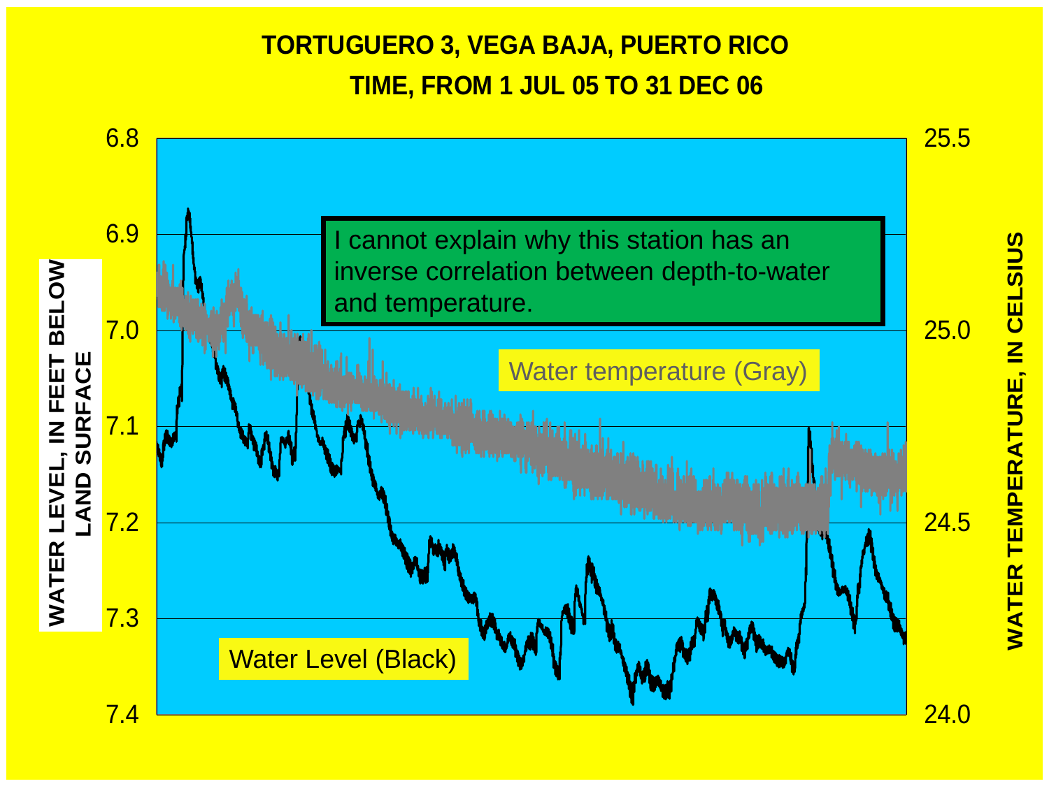## TORTUGUERO 3, VEGA BAJA, PUERTO RICO

## TIME, FROM 1 JUL 05 TO 31 DEC 06

I cannot explain why this station has an inverse correlation between depth-to-water and temperature.

Water temperature (Gray)

Water Level (Black)

WATER LEVEL, IN FEET BELOW LAND SURFACE

WATER TEMPERATURE, IN CELSIUS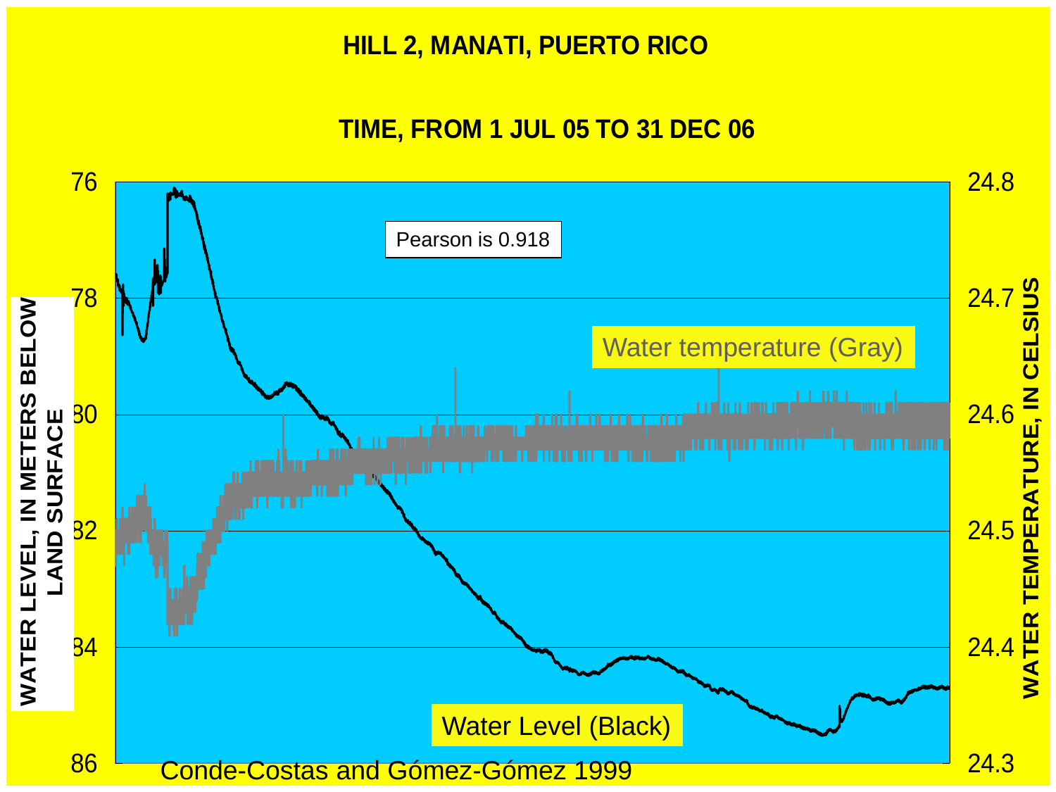# HILL 2, MANATI, PUERTO RICO

## TIME, FROM 1 JUL 05 TO 31 DEC 06

Pearson is 0.918

Water temperature (Gray)

Water Level (Black)

WATER LEVEL, IN METERS BELOW LAND SURFACE

WATER TEMPERATURE, IN CELSIUS

Conde-Costas and Gómez-Gómez 1999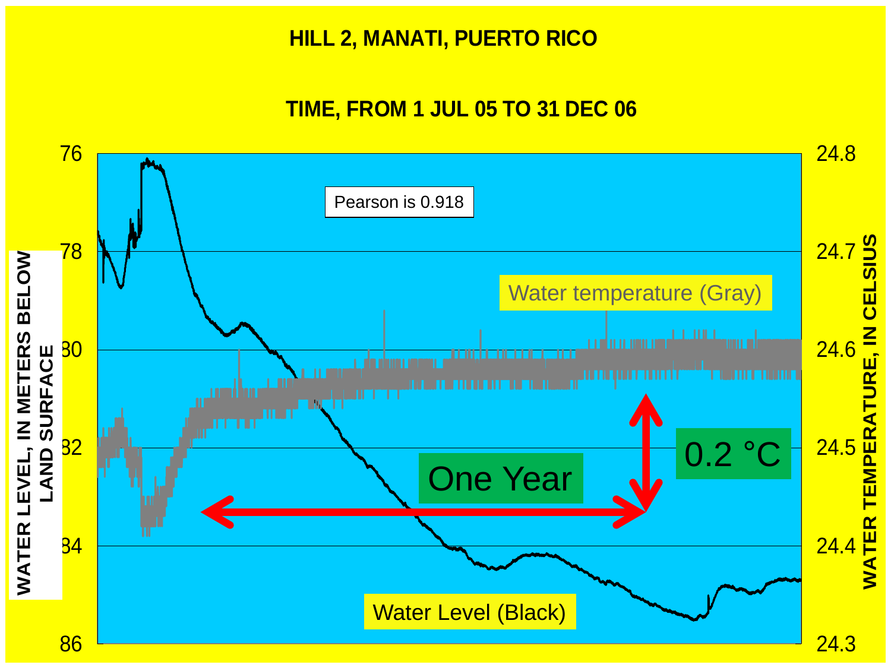# HILL 2, MANATI, PUERTO RICO

## TIME, FROM 1 JUL 05 TO 31 DEC 06

Pearson is 0.918

Water temperature (Gray)

Water Level (Black)

One Year

0.2 °C

WATER LEVEL, IN METERS BELOW LAND SURFACE: 76, 78, 80, 82, 84, 86

WATER TEMPERATURE, IN CELSIUS: 24.8, 24.7, 24.6, 24.5, 24.4, 24.3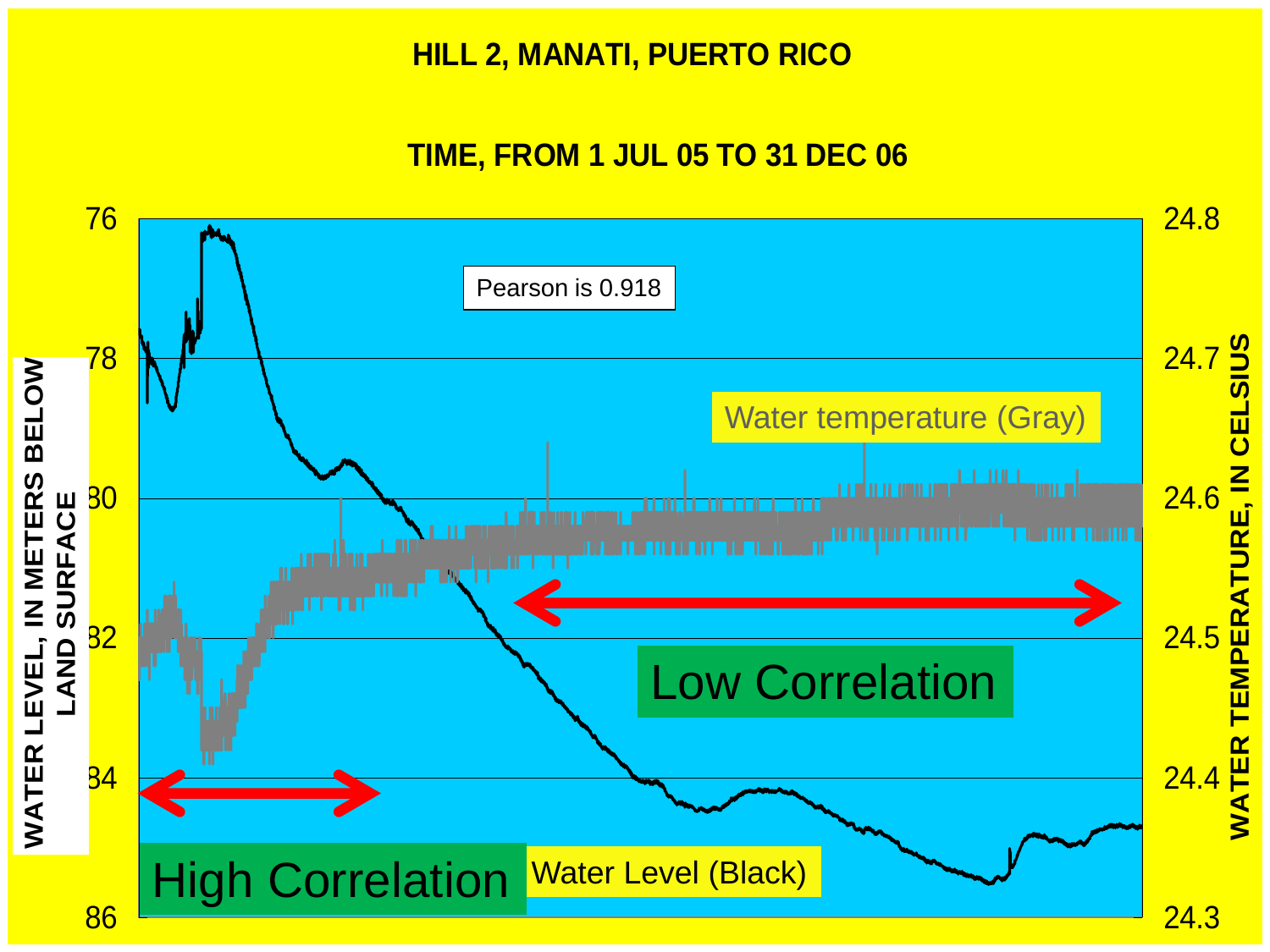# HILL 2, MANATI, PUERTO RICO

## TIME, FROM 1 JUL 05 TO 31 DEC 06

Pearson is 0.918

Water temperature (Gray)

Water Level (Black)

High Correlation

Low Correlation

WATER LEVEL, IN METERS BELOW LAND SURFACE: 76, 78, 80, 82, 84, 86

WATER TEMPERATURE, IN CELSIUS: 24.8, 24.7, 24.6, 24.5, 24.4, 24.3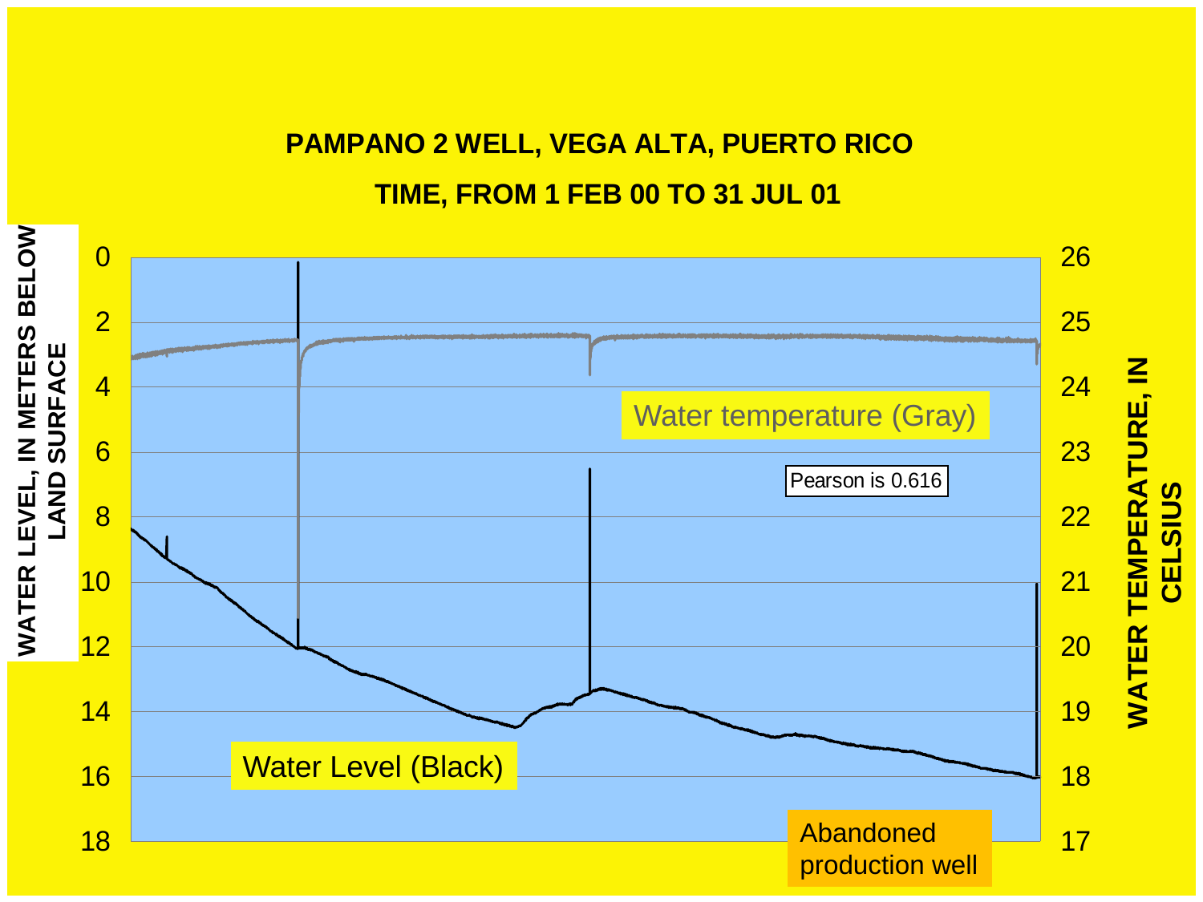## PAMPANO 2 WELL, VEGA ALTA, PUERTO RICO

## TIME, FROM 1 FEB 00 TO 31 JUL 01

WATER LEVEL, IN METERS BELOW LAND SURFACE

WATER TEMPERATURE, IN CELSIUS

Water temperature (Gray)

Pearson is 0.616

Water Level (Black)

Abandoned production well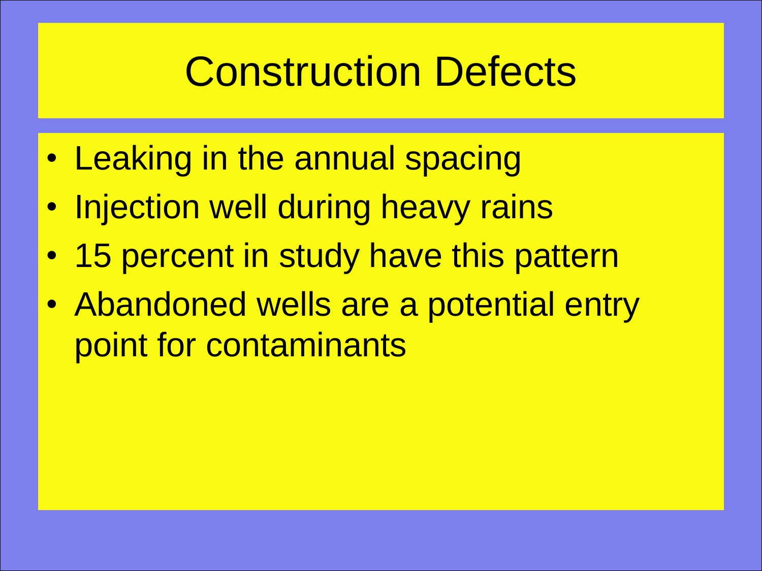# Construction Defects

- Leaking in the annual spacing
- Injection well during heavy rains
- 15 percent in study have this pattern
- Abandoned wells are a potential entry point for contaminants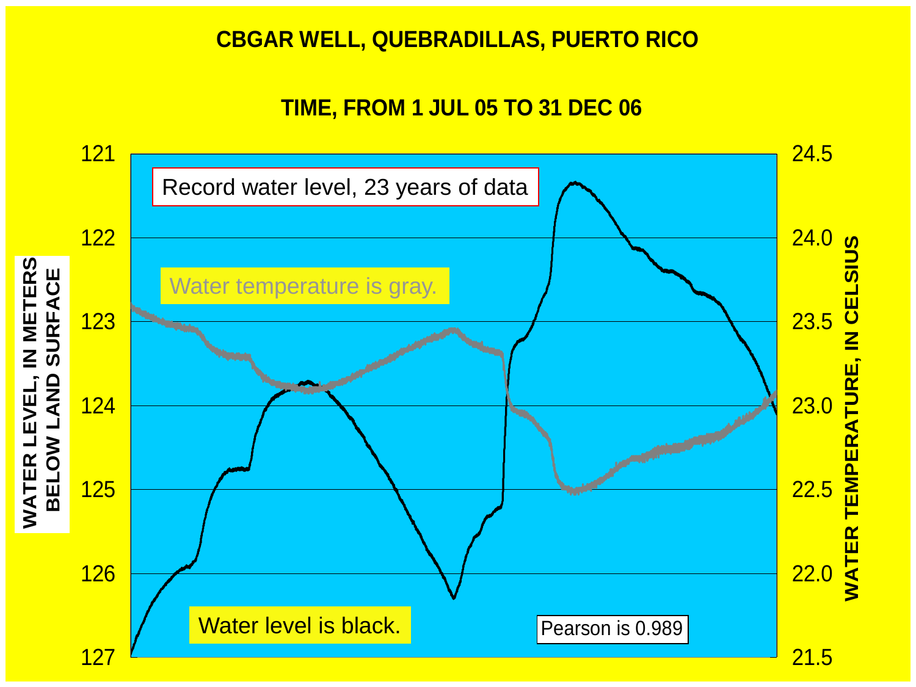# CBGAR WELL, QUEBRADILLAS, PUERTO RICO

## TIME, FROM 1 JUL 05 TO 31 DEC 06

Record water level, 23 years of data

Water temperature is gray.

Water level is black.

Pearson is 0.989

WATER LEVEL, IN METERS BELOW LAND SURFACE

WATER TEMPERATURE, IN CELSIUS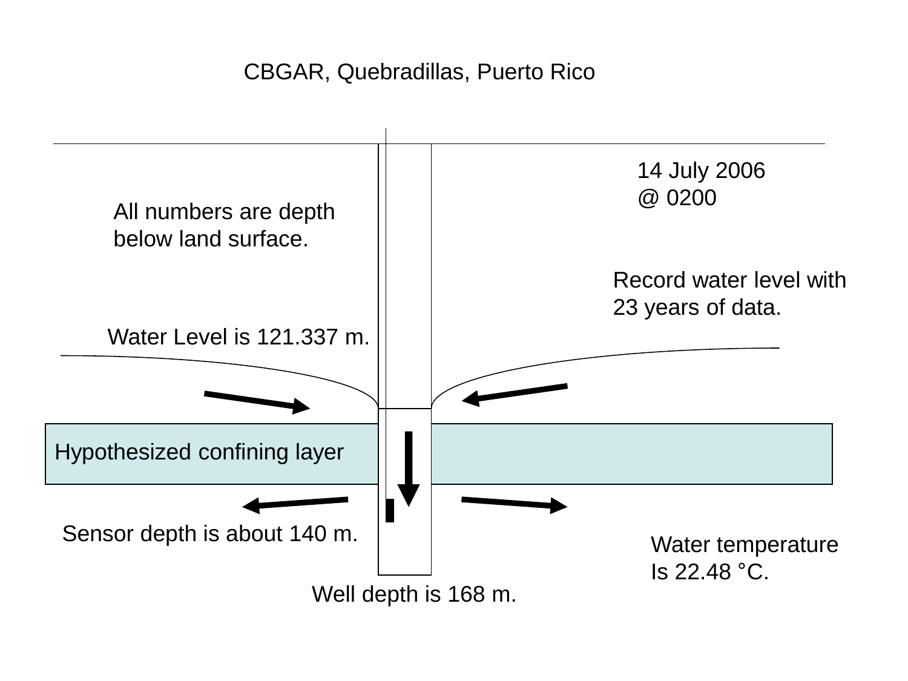# CBGAR, Quebradillas, Puerto Rico

14 July 2006
@ 0200

All numbers are depth below land surface.

Record water level with 23 years of data.

Water Level is 121.337 m.

Hypothesized confining layer

Sensor depth is about 140 m.

Water temperature Is 22.48 °C.

Well depth is 168 m.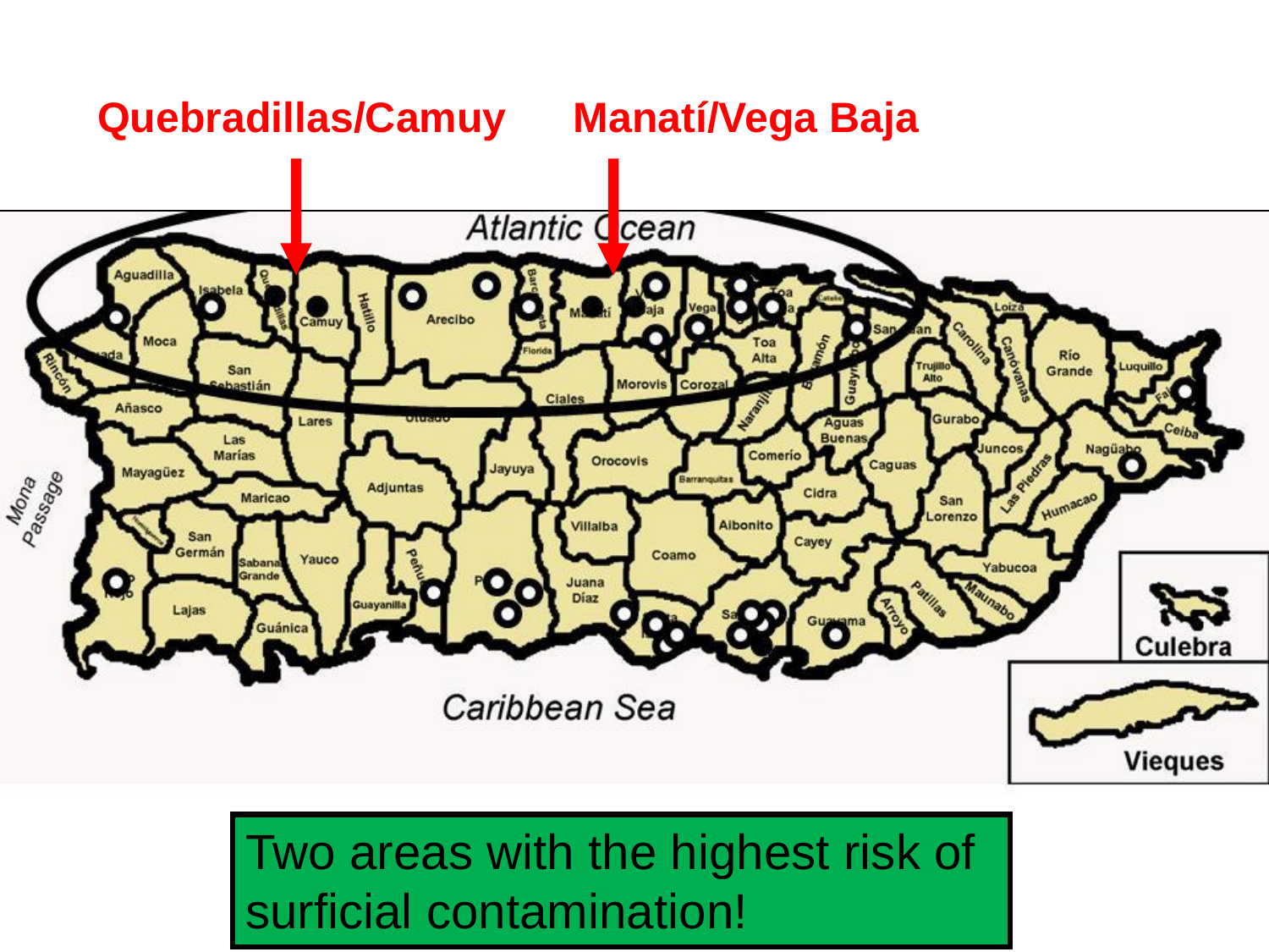Quebradillas/Camuy

Manatí/Vega Baja

Two areas with the highest risk of surficial contamination!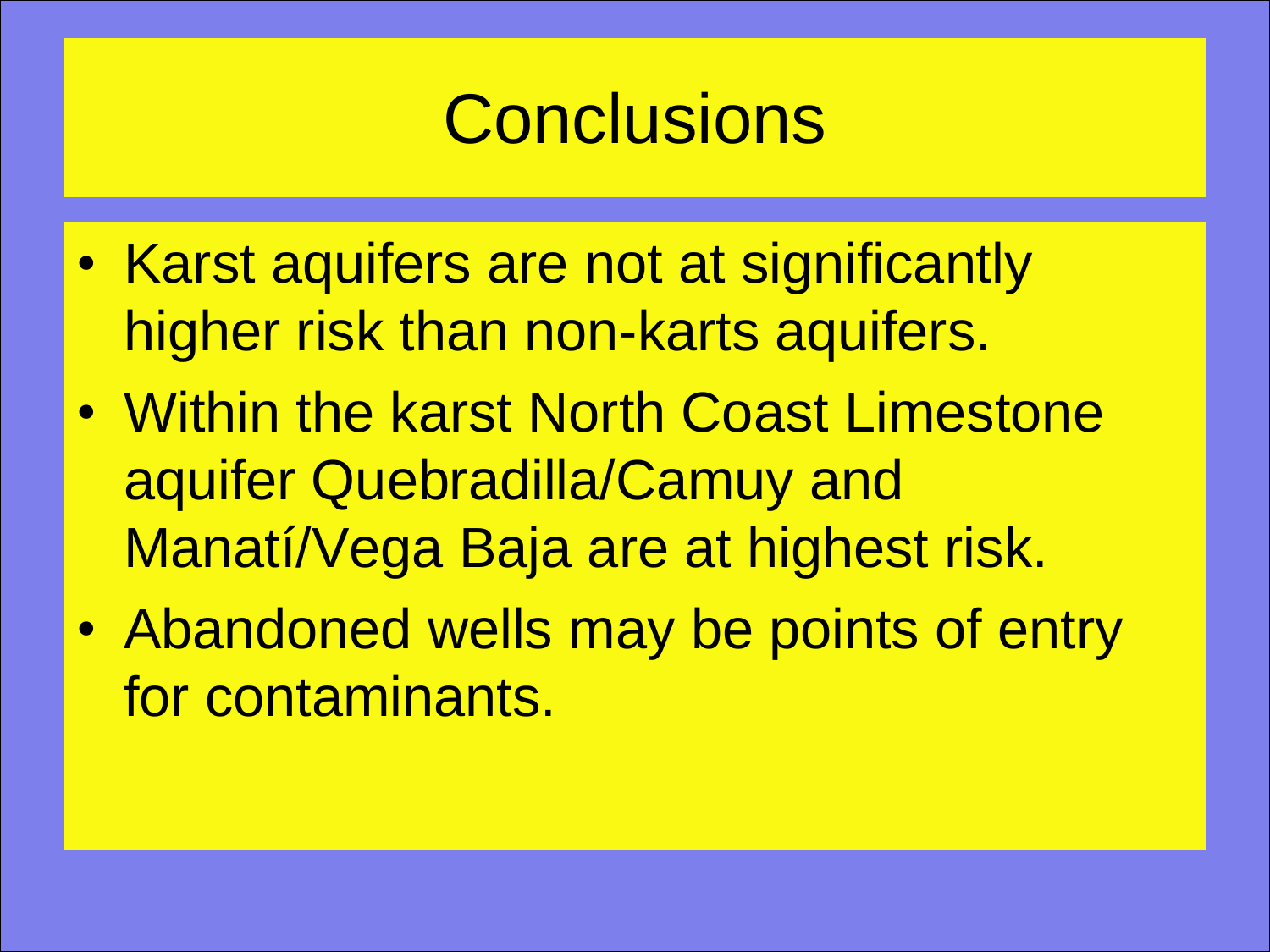# Conclusions

- Karst aquifers are not at significantly higher risk than non-karts aquifers.
- Within the karst North Coast Limestone aquifer Quebradilla/Camuy and Manatí/Vega Baja are at highest risk.
- Abandoned wells may be points of entry for contaminants.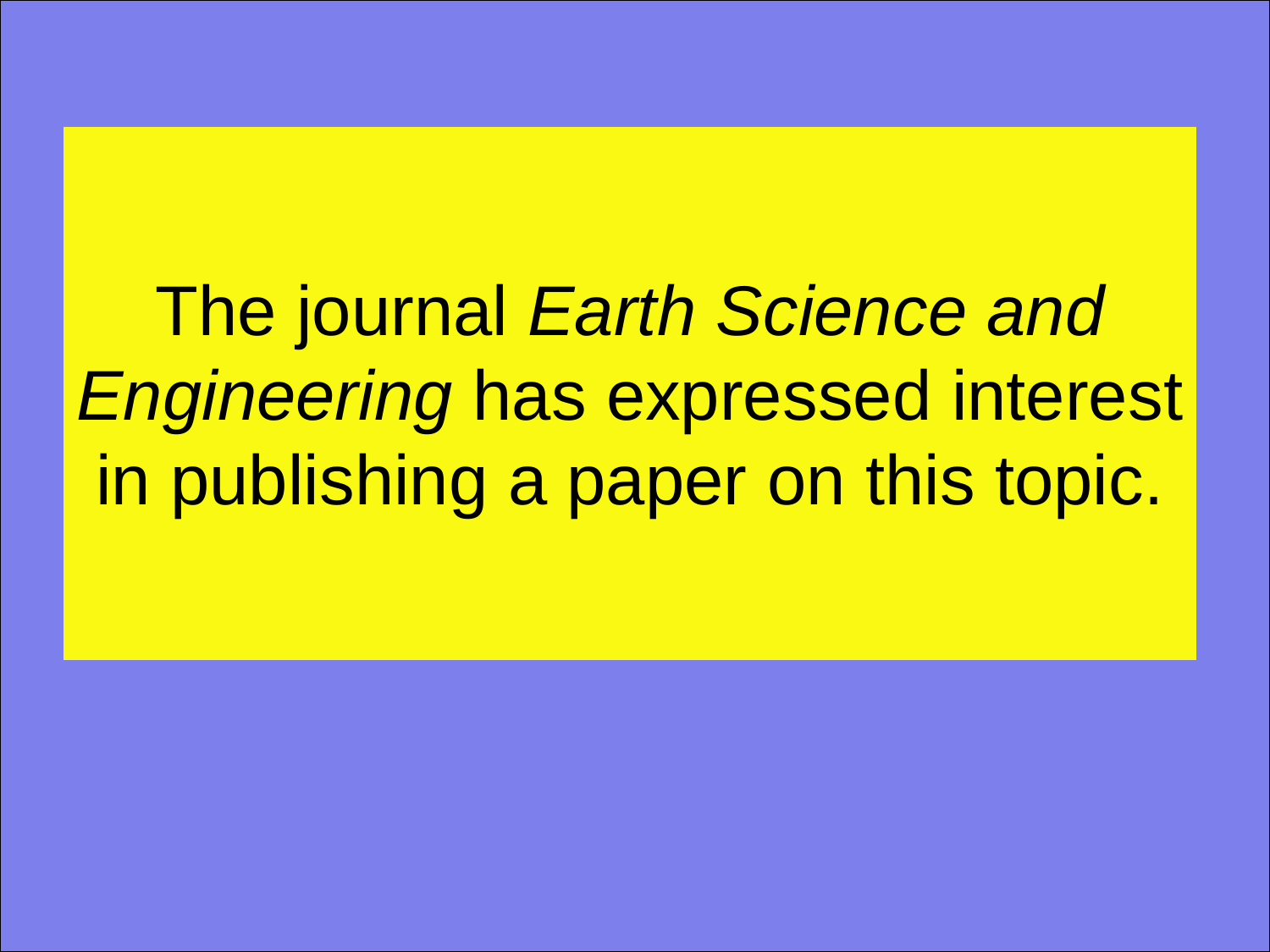The journal *Earth Science and Engineering* has expressed interest in publishing a paper on this topic.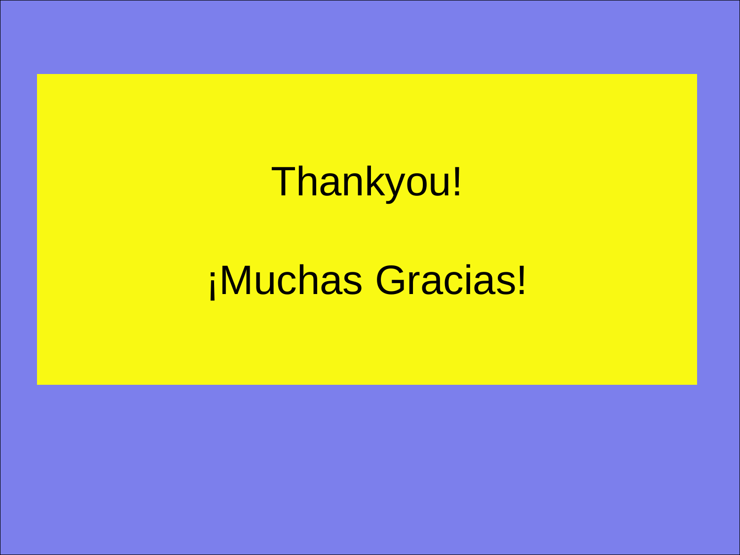Thankyou!

¡Muchas Gracias!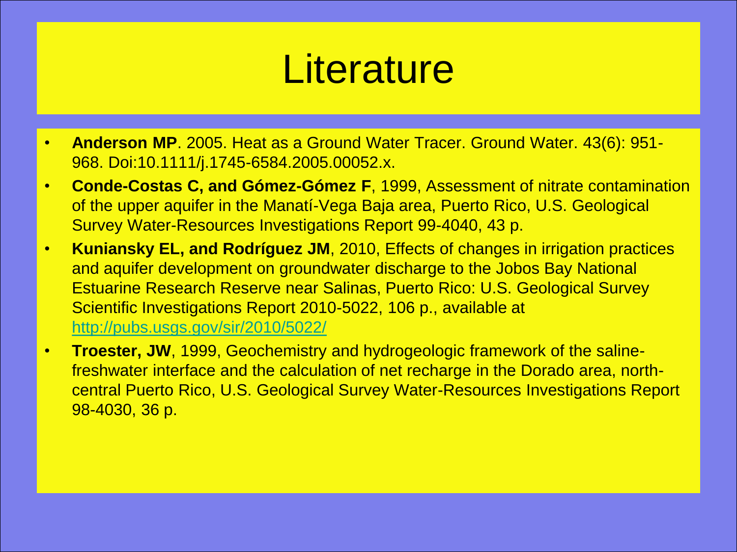# Literature

- **Anderson MP**. 2005. Heat as a Ground Water Tracer. Ground Water. 43(6): 951-968. Doi:10.1111/j.1745-6584.2005.00052.x.
- **Conde-Costas C, and Gómez-Gómez F**, 1999, Assessment of nitrate contamination of the upper aquifer in the Manatí-Vega Baja area, Puerto Rico, U.S. Geological Survey Water-Resources Investigations Report 99-4040, 43 p.
- **Kuniansky EL, and Rodríguez JM**, 2010, Effects of changes in irrigation practices and aquifer development on groundwater discharge to the Jobos Bay National Estuarine Research Reserve near Salinas, Puerto Rico: U.S. Geological Survey Scientific Investigations Report 2010-5022, 106 p., available at http://pubs.usgs.gov/sir/2010/5022/
- **Troester, JW**, 1999, Geochemistry and hydrogeologic framework of the saline-freshwater interface and the calculation of net recharge in the Dorado area, north-central Puerto Rico, U.S. Geological Survey Water-Resources Investigations Report 98-4030, 36 p.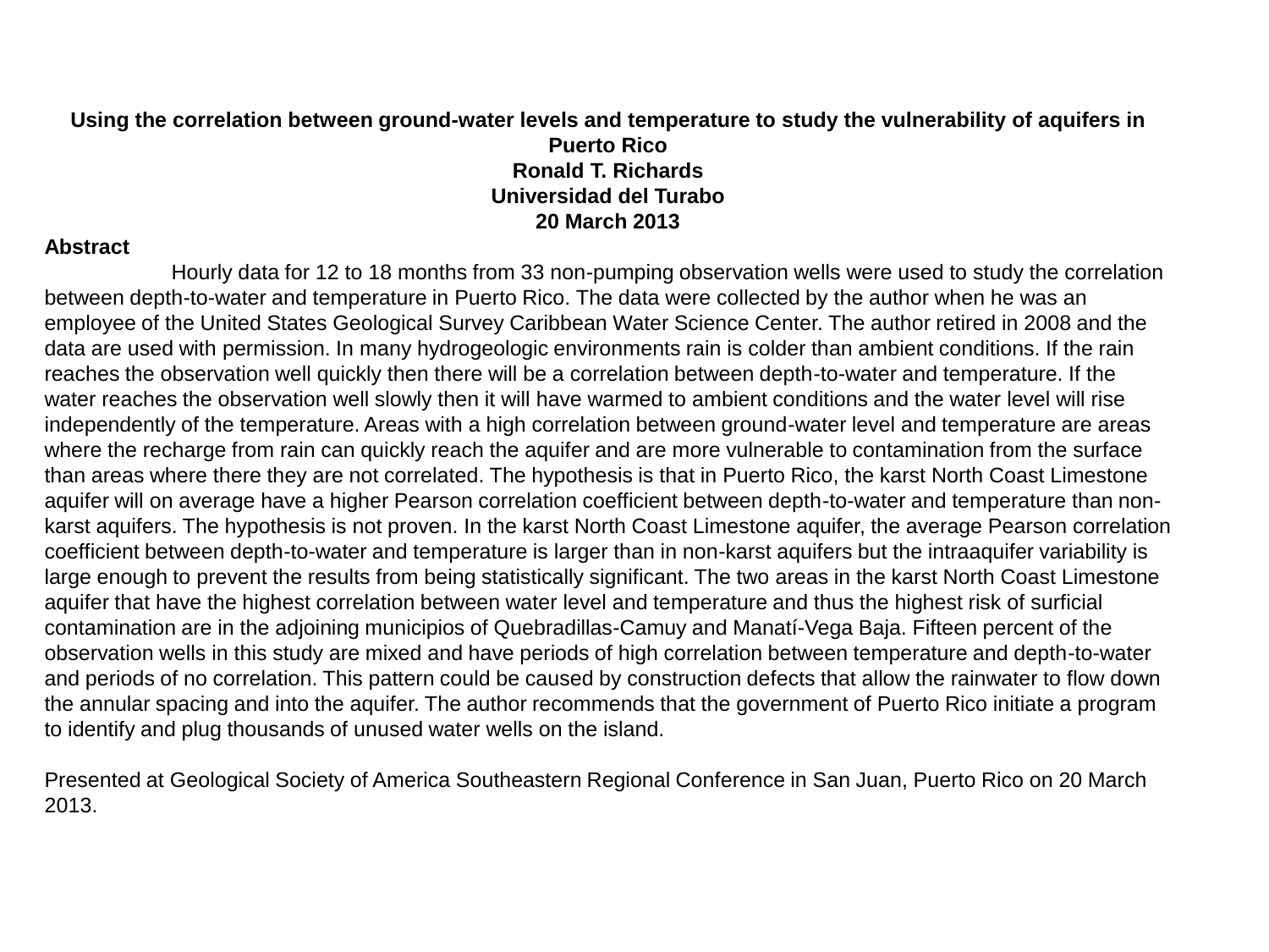**Using the correlation between ground-water levels and temperature to study the vulnerability of aquifers in Puerto Rico**

**Ronald T. Richards**

**Universidad del Turabo**

**20 March 2013**

**Abstract**

Hourly data for 12 to 18 months from 33 non-pumping observation wells were used to study the correlation between depth-to-water and temperature in Puerto Rico. The data were collected by the author when he was an employee of the United States Geological Survey Caribbean Water Science Center. The author retired in 2008 and the data are used with permission. In many hydrogeologic environments rain is colder than ambient conditions. If the rain reaches the observation well quickly then there will be a correlation between depth-to-water and temperature. If the water reaches the observation well slowly then it will have warmed to ambient conditions and the water level will rise independently of the temperature. Areas with a high correlation between ground-water level and temperature are areas where the recharge from rain can quickly reach the aquifer and are more vulnerable to contamination from the surface than areas where there they are not correlated. The hypothesis is that in Puerto Rico, the karst North Coast Limestone aquifer will on average have a higher Pearson correlation coefficient between depth-to-water and temperature than non-karst aquifers. The hypothesis is not proven. In the karst North Coast Limestone aquifer, the average Pearson correlation coefficient between depth-to-water and temperature is larger than in non-karst aquifers but the intraaquifer variability is large enough to prevent the results from being statistically significant. The two areas in the karst North Coast Limestone aquifer that have the highest correlation between water level and temperature and thus the highest risk of surficial contamination are in the adjoining municipios of Quebradillas-Camuy and Manatí-Vega Baja. Fifteen percent of the observation wells in this study are mixed and have periods of high correlation between temperature and depth-to-water and periods of no correlation. This pattern could be caused by construction defects that allow the rainwater to flow down the annular spacing and into the aquifer. The author recommends that the government of Puerto Rico initiate a program to identify and plug thousands of unused water wells on the island.

Presented at Geological Society of America Southeastern Regional Conference in San Juan, Puerto Rico on 20 March 2013.